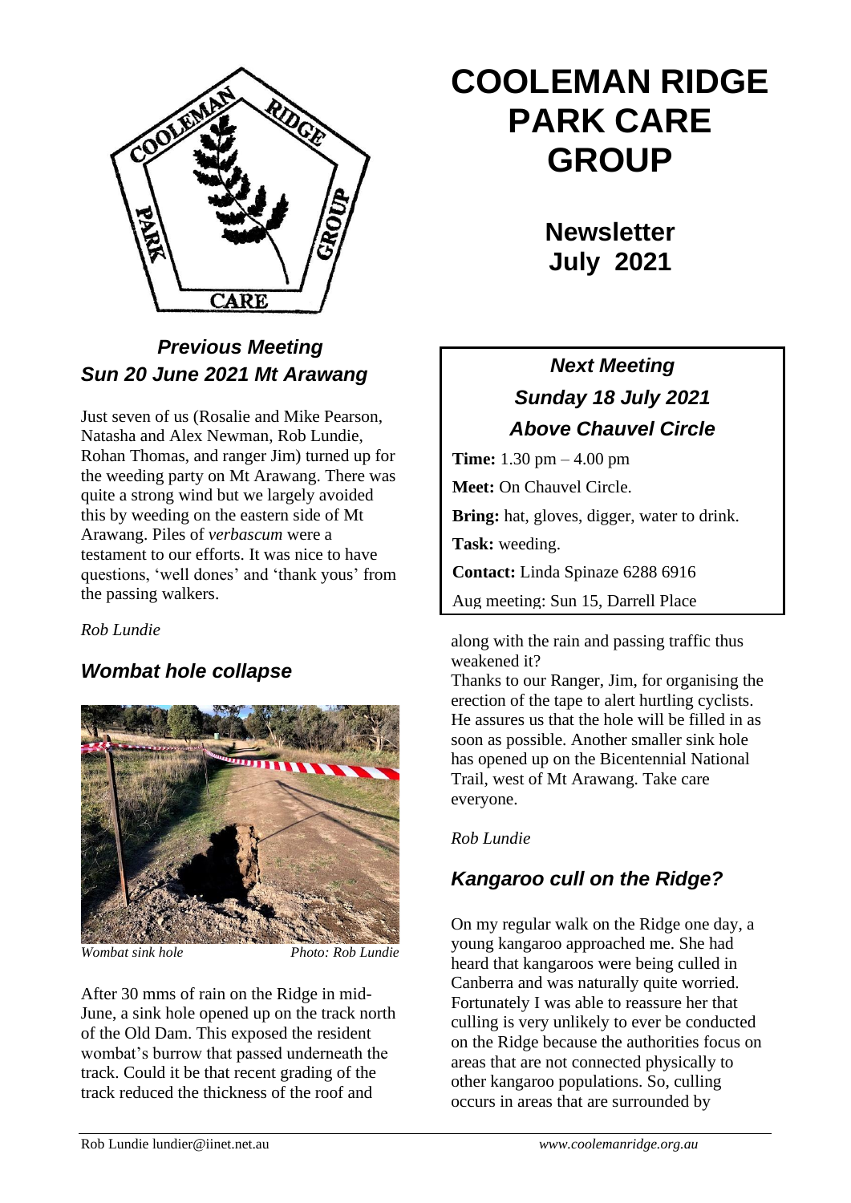# COOLEMAN RIDGE PARK CARE GROUP

## Newsletter July 2021

### *Previous Meeting Sun 20 June 2021 Mt Arawang*

Just seven of us (Rosalie and Mike Pearson, Natasha and Alex Newman, Rob Lundie, Rohan Thomas, and ranger Jim) turned up for the weeding party on Mt Arawang. There was quite a strong wind but we largely avoided this by weeding on the eastern side of Mt Arawang. Piles of *verbascum* were a testament to our efforts. It was nice to have questions, 'well dones' and 'thank yous' from the passing walkers.

*Rob Lundie*

### *Next Meeting Sunday 18 July 2021 Above Chauvel Circle*

**Time:** 1.30 pm – 4.00 pm

**Meet:** On Chauvel Circle.

**Bring:** hat, gloves, digger, water to drink.

**Task:** weeding.

**Contact:** Linda Spinaze 6288 6916

Aug meeting: Sun 15, Darrell Place

### *Wombat hole collapse*

*Wombat sink hole* *Photo: Rob Lundie*

After 30 mms of rain on the Ridge in mid-June, a sink hole opened up on the track north of the Old Dam. This exposed the resident wombat's burrow that passed underneath the track. Could it be that recent grading of the track reduced the thickness of the roof and along with the rain and passing traffic thus weakened it?

Thanks to our Ranger, Jim, for organising the erection of the tape to alert hurtling cyclists. He assures us that the hole will be filled in as soon as possible. Another smaller sink hole has opened up on the Bicentennial National Trail, west of Mt Arawang. Take care everyone.

*Rob Lundie*

### *Kangaroo cull on the Ridge?*

On my regular walk on the Ridge one day, a young kangaroo approached me. She had heard that kangaroos were being culled in Canberra and was naturally quite worried. Fortunately I was able to reassure her that culling is very unlikely to ever be conducted on the Ridge because the authorities focus on areas that are not connected physically to other kangaroo populations. So, culling occurs in areas that are surrounded by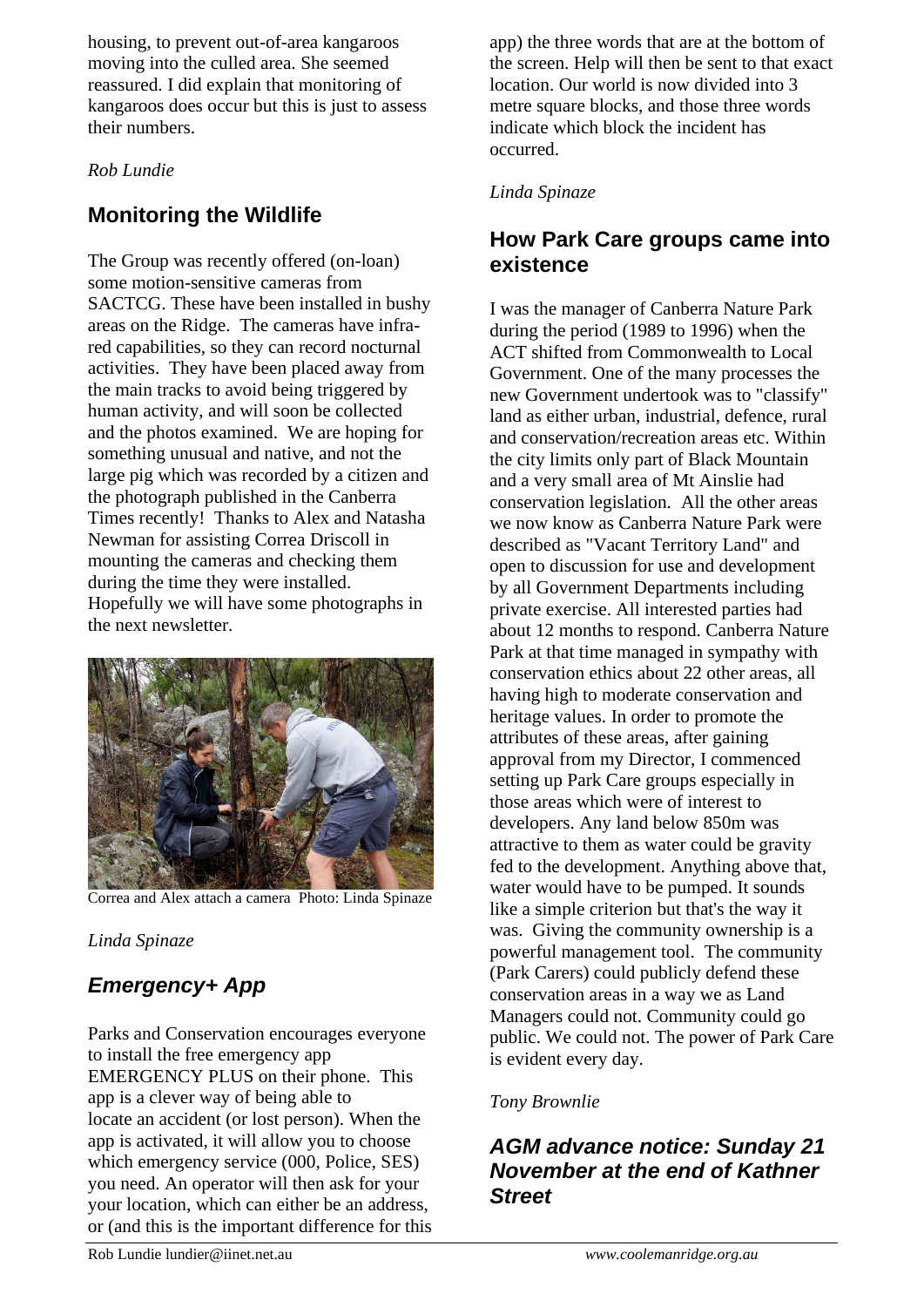housing, to prevent out-of-area kangaroos moving into the culled area. She seemed reassured. I did explain that monitoring of kangaroos does occur but this is just to assess their numbers.

*Rob Lundie*

## Monitoring the Wildlife

The Group was recently offered (on-loan) some motion-sensitive cameras from SACTCG. These have been installed in bushy areas on the Ridge. The cameras have infra-red capabilities, so they can record nocturnal activities. They have been placed away from the main tracks to avoid being triggered by human activity, and will soon be collected and the photos examined. We are hoping for something unusual and native, and not the large pig which was recorded by a citizen and the photograph published in the Canberra Times recently! Thanks to Alex and Natasha Newman for assisting Correa Driscoll in mounting the cameras and checking them during the time they were installed. Hopefully we will have some photographs in the next newsletter.

Correa and Alex attach a camera Photo: Linda Spinaze

*Linda Spinaze*

## *Emergency+ App*

Parks and Conservation encourages everyone to install the free emergency app EMERGENCY PLUS on their phone. This app is a clever way of being able to locate an accident (or lost person). When the app is activated, it will allow you to choose which emergency service (000, Police, SES) you need. An operator will then ask for your your location, which can either be an address, or (and this is the important difference for this app) the three words that are at the bottom of the screen. Help will then be sent to that exact location. Our world is now divided into 3 metre square blocks, and those three words indicate which block the incident has occurred.

*Linda Spinaze*

## How Park Care groups came into existence

I was the manager of Canberra Nature Park during the period (1989 to 1996) when the ACT shifted from Commonwealth to Local Government. One of the many processes the new Government undertook was to "classify" land as either urban, industrial, defence, rural and conservation/recreation areas etc. Within the city limits only part of Black Mountain and a very small area of Mt Ainslie had conservation legislation. All the other areas we now know as Canberra Nature Park were described as "Vacant Territory Land" and open to discussion for use and development by all Government Departments including private exercise. All interested parties had about 12 months to respond. Canberra Nature Park at that time managed in sympathy with conservation ethics about 22 other areas, all having high to moderate conservation and heritage values. In order to promote the attributes of these areas, after gaining approval from my Director, I commenced setting up Park Care groups especially in those areas which were of interest to developers. Any land below 850m was attractive to them as water could be gravity fed to the development. Anything above that, water would have to be pumped. It sounds like a simple criterion but that's the way it was. Giving the community ownership is a powerful management tool. The community (Park Carers) could publicly defend these conservation areas in a way we as Land Managers could not. Community could go public. We could not. The power of Park Care is evident every day.

*Tony Brownlie*

## *AGM advance notice: Sunday 21 November at the end of Kathner Street*